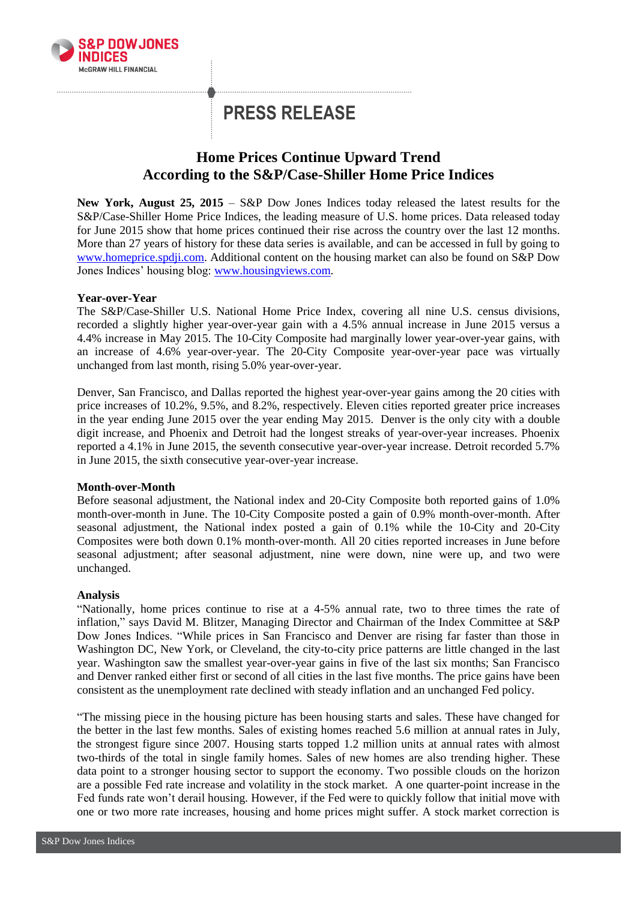PRESS RELEASE

# Home Prices Continue Upward Trend According to the S&P/Case-Shiller Home Price Indices

**New York, August 25, 2015** – S&P Dow Jones Indices today released the latest results for the S&P/Case-Shiller Home Price Indices, the leading measure of U.S. home prices. Data released today for June 2015 show that home prices continued their rise across the country over the last 12 months. More than 27 years of history for these data series is available, and can be accessed in full by going to www.homeprice.spdji.com. Additional content on the housing market can also be found on S&P Dow Jones Indices' housing blog: www.housingviews.com.

**Year-over-Year**

The S&P/Case-Shiller U.S. National Home Price Index, covering all nine U.S. census divisions, recorded a slightly higher year-over-year gain with a 4.5% annual increase in June 2015 versus a 4.4% increase in May 2015. The 10-City Composite had marginally lower year-over-year gains, with an increase of 4.6% year-over-year. The 20-City Composite year-over-year pace was virtually unchanged from last month, rising 5.0% year-over-year.

Denver, San Francisco, and Dallas reported the highest year-over-year gains among the 20 cities with price increases of 10.2%, 9.5%, and 8.2%, respectively. Eleven cities reported greater price increases in the year ending June 2015 over the year ending May 2015. Denver is the only city with a double digit increase, and Phoenix and Detroit had the longest streaks of year-over-year increases. Phoenix reported a 4.1% in June 2015, the seventh consecutive year-over-year increase. Detroit recorded 5.7% in June 2015, the sixth consecutive year-over-year increase.

**Month-over-Month**

Before seasonal adjustment, the National index and 20-City Composite both reported gains of 1.0% month-over-month in June. The 10-City Composite posted a gain of 0.9% month-over-month. After seasonal adjustment, the National index posted a gain of 0.1% while the 10-City and 20-City Composites were both down 0.1% month-over-month. All 20 cities reported increases in June before seasonal adjustment; after seasonal adjustment, nine were down, nine were up, and two were unchanged.

**Analysis**

"Nationally, home prices continue to rise at a 4-5% annual rate, two to three times the rate of inflation," says David M. Blitzer, Managing Director and Chairman of the Index Committee at S&P Dow Jones Indices. "While prices in San Francisco and Denver are rising far faster than those in Washington DC, New York, or Cleveland, the city-to-city price patterns are little changed in the last year. Washington saw the smallest year-over-year gains in five of the last six months; San Francisco and Denver ranked either first or second of all cities in the last five months. The price gains have been consistent as the unemployment rate declined with steady inflation and an unchanged Fed policy.

"The missing piece in the housing picture has been housing starts and sales. These have changed for the better in the last few months. Sales of existing homes reached 5.6 million at annual rates in July, the strongest figure since 2007. Housing starts topped 1.2 million units at annual rates with almost two-thirds of the total in single family homes. Sales of new homes are also trending higher. These data point to a stronger housing sector to support the economy. Two possible clouds on the horizon are a possible Fed rate increase and volatility in the stock market. A one quarter-point increase in the Fed funds rate won't derail housing. However, if the Fed were to quickly follow that initial move with one or two more rate increases, housing and home prices might suffer. A stock market correction is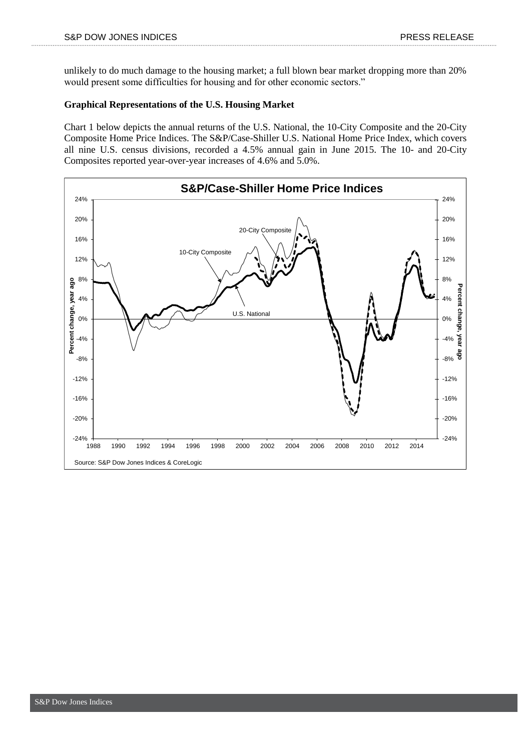unlikely to do much damage to the housing market; a full blown bear market dropping more than 20% would present some difficulties for housing and for other economic sectors."

**Graphical Representations of the U.S. Housing Market**

Chart 1 below depicts the annual returns of the U.S. National, the 10-City Composite and the 20-City Composite Home Price Indices. The S&P/Case-Shiller U.S. National Home Price Index, which covers all nine U.S. census divisions, recorded a 4.5% annual gain in June 2015. The 10- and 20-City Composites reported year-over-year increases of 4.6% and 5.0%.

**S&P/Case-Shiller Home Price Indices**

Source: S&P Dow Jones Indices & CoreLogic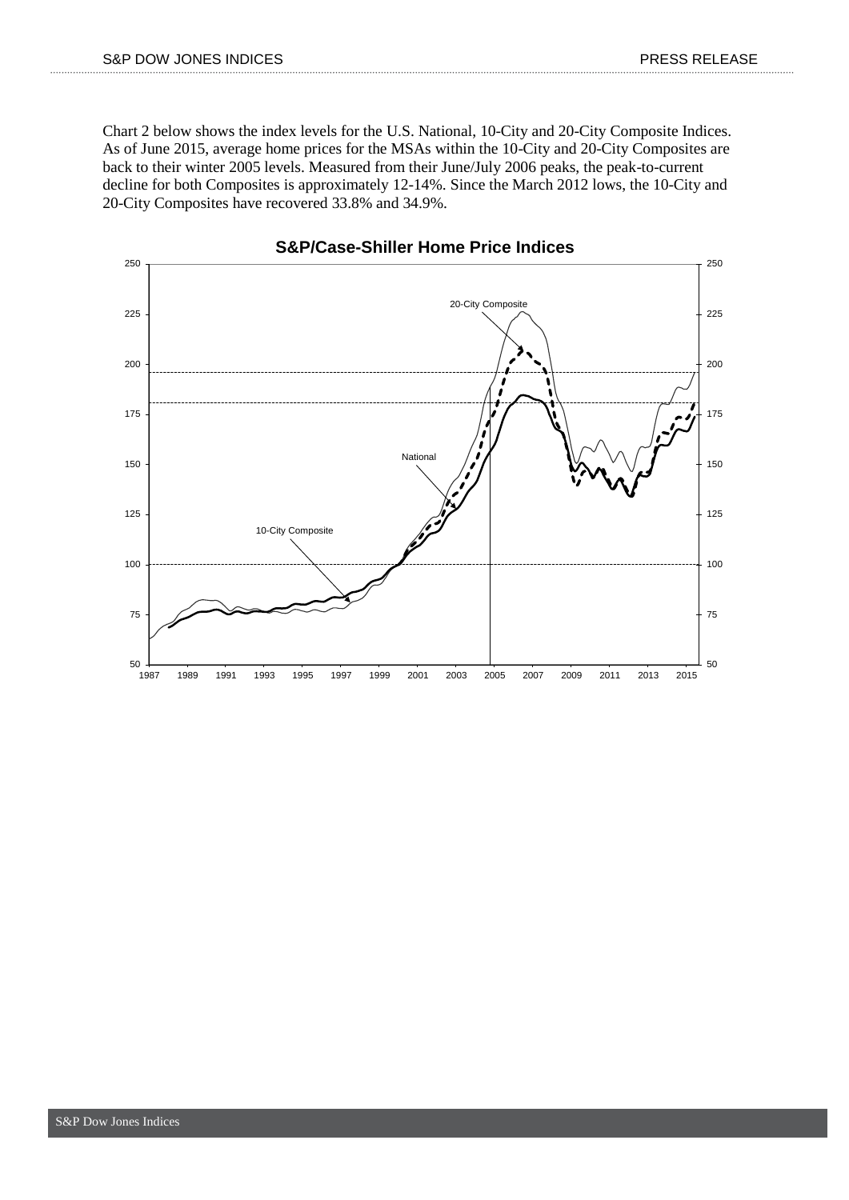Chart 2 below shows the index levels for the U.S. National, 10-City and 20-City Composite Indices. As of June 2015, average home prices for the MSAs within the 10-City and 20-City Composites are back to their winter 2005 levels. Measured from their June/July 2006 peaks, the peak-to-current decline for both Composites is approximately 12-14%. Since the March 2012 lows, the 10-City and 20-City Composites have recovered 33.8% and 34.9%.

**S&P/Case-Shiller Home Price Indices**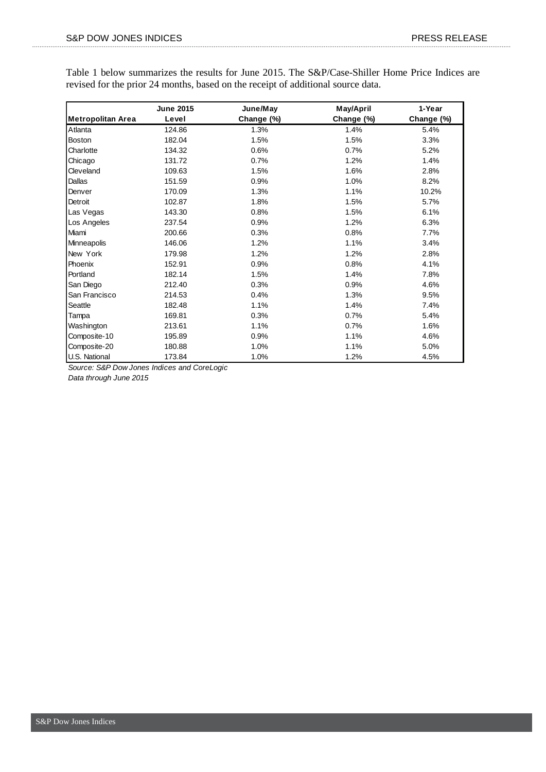Table 1 below summarizes the results for June 2015. The S&P/Case-Shiller Home Price Indices are revised for the prior 24 months, based on the receipt of additional source data.

| Metropolitan Area | June 2015 Level | June/May Change (%) | May/April Change (%) | 1-Year Change (%) |
|---|---|---|---|---|
| Atlanta | 124.86 | 1.3% | 1.4% | 5.4% |
| Boston | 182.04 | 1.5% | 1.5% | 3.3% |
| Charlotte | 134.32 | 0.6% | 0.7% | 5.2% |
| Chicago | 131.72 | 0.7% | 1.2% | 1.4% |
| Cleveland | 109.63 | 1.5% | 1.6% | 2.8% |
| Dallas | 151.59 | 0.9% | 1.0% | 8.2% |
| Denver | 170.09 | 1.3% | 1.1% | 10.2% |
| Detroit | 102.87 | 1.8% | 1.5% | 5.7% |
| Las Vegas | 143.30 | 0.8% | 1.5% | 6.1% |
| Los Angeles | 237.54 | 0.9% | 1.2% | 6.3% |
| Miami | 200.66 | 0.3% | 0.8% | 7.7% |
| Minneapolis | 146.06 | 1.2% | 1.1% | 3.4% |
| New York | 179.98 | 1.2% | 1.2% | 2.8% |
| Phoenix | 152.91 | 0.9% | 0.8% | 4.1% |
| Portland | 182.14 | 1.5% | 1.4% | 7.8% |
| San Diego | 212.40 | 0.3% | 0.9% | 4.6% |
| San Francisco | 214.53 | 0.4% | 1.3% | 9.5% |
| Seattle | 182.48 | 1.1% | 1.4% | 7.4% |
| Tampa | 169.81 | 0.3% | 0.7% | 5.4% |
| Washington | 213.61 | 1.1% | 0.7% | 1.6% |
| Composite-10 | 195.89 | 0.9% | 1.1% | 4.6% |
| Composite-20 | 180.88 | 1.0% | 1.1% | 5.0% |
| U.S. National | 173.84 | 1.0% | 1.2% | 4.5% |

*Source: S&P Dow Jones Indices and CoreLogic*

*Data through June 2015*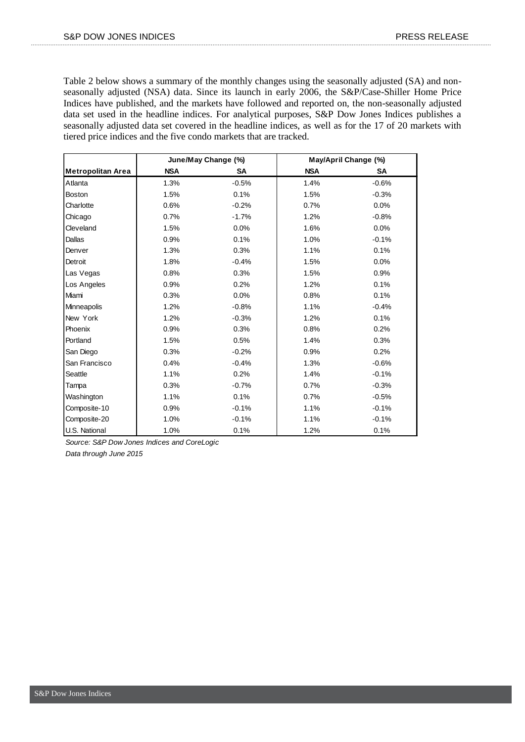Table 2 below shows a summary of the monthly changes using the seasonally adjusted (SA) and non-seasonally adjusted (NSA) data. Since its launch in early 2006, the S&P/Case-Shiller Home Price Indices have published, and the markets have followed and reported on, the non-seasonally adjusted data set used in the headline indices. For analytical purposes, S&P Dow Jones Indices publishes a seasonally adjusted data set covered in the headline indices, as well as for the 17 of 20 markets with tiered price indices and the five condo markets that are tracked.

| | June/May Change (%) | | May/April Change (%) | |
|---|---|---|---|---|
| **Metropolitan Area** | **NSA** | **SA** | **NSA** | **SA** |
| Atlanta | 1.3% | -0.5% | 1.4% | -0.6% |
| Boston | 1.5% | 0.1% | 1.5% | -0.3% |
| Charlotte | 0.6% | -0.2% | 0.7% | 0.0% |
| Chicago | 0.7% | -1.7% | 1.2% | -0.8% |
| Cleveland | 1.5% | 0.0% | 1.6% | 0.0% |
| Dallas | 0.9% | 0.1% | 1.0% | -0.1% |
| Denver | 1.3% | 0.3% | 1.1% | 0.1% |
| Detroit | 1.8% | -0.4% | 1.5% | 0.0% |
| Las Vegas | 0.8% | 0.3% | 1.5% | 0.9% |
| Los Angeles | 0.9% | 0.2% | 1.2% | 0.1% |
| Miami | 0.3% | 0.0% | 0.8% | 0.1% |
| Minneapolis | 1.2% | -0.8% | 1.1% | -0.4% |
| New York | 1.2% | -0.3% | 1.2% | 0.1% |
| Phoenix | 0.9% | 0.3% | 0.8% | 0.2% |
| Portland | 1.5% | 0.5% | 1.4% | 0.3% |
| San Diego | 0.3% | -0.2% | 0.9% | 0.2% |
| San Francisco | 0.4% | -0.4% | 1.3% | -0.6% |
| Seattle | 1.1% | 0.2% | 1.4% | -0.1% |
| Tampa | 0.3% | -0.7% | 0.7% | -0.3% |
| Washington | 1.1% | 0.1% | 0.7% | -0.5% |
| Composite-10 | 0.9% | -0.1% | 1.1% | -0.1% |
| Composite-20 | 1.0% | -0.1% | 1.1% | -0.1% |
| U.S. National | 1.0% | 0.1% | 1.2% | 0.1% |

*Source: S&P Dow Jones Indices and CoreLogic*

*Data through June 2015*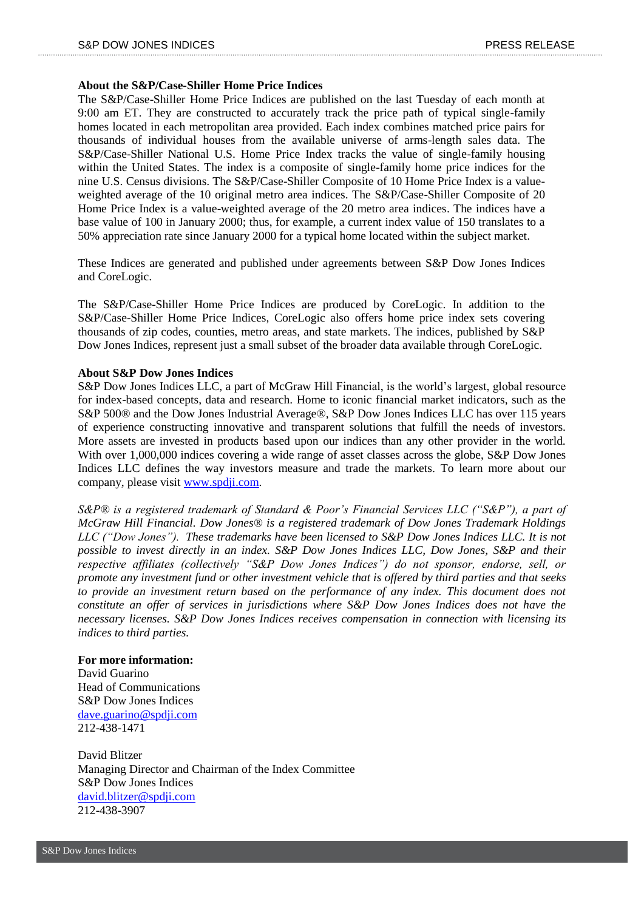**About the S&P/Case-Shiller Home Price Indices**

The S&P/Case-Shiller Home Price Indices are published on the last Tuesday of each month at 9:00 am ET. They are constructed to accurately track the price path of typical single-family homes located in each metropolitan area provided. Each index combines matched price pairs for thousands of individual houses from the available universe of arms-length sales data. The S&P/Case-Shiller National U.S. Home Price Index tracks the value of single-family housing within the United States. The index is a composite of single-family home price indices for the nine U.S. Census divisions. The S&P/Case-Shiller Composite of 10 Home Price Index is a value-weighted average of the 10 original metro area indices. The S&P/Case-Shiller Composite of 20 Home Price Index is a value-weighted average of the 20 metro area indices. The indices have a base value of 100 in January 2000; thus, for example, a current index value of 150 translates to a 50% appreciation rate since January 2000 for a typical home located within the subject market.

These Indices are generated and published under agreements between S&P Dow Jones Indices and CoreLogic.

The S&P/Case-Shiller Home Price Indices are produced by CoreLogic. In addition to the S&P/Case-Shiller Home Price Indices, CoreLogic also offers home price index sets covering thousands of zip codes, counties, metro areas, and state markets. The indices, published by S&P Dow Jones Indices, represent just a small subset of the broader data available through CoreLogic.

**About S&P Dow Jones Indices**

S&P Dow Jones Indices LLC, a part of McGraw Hill Financial, is the world's largest, global resource for index-based concepts, data and research. Home to iconic financial market indicators, such as the S&P 500® and the Dow Jones Industrial Average®, S&P Dow Jones Indices LLC has over 115 years of experience constructing innovative and transparent solutions that fulfill the needs of investors. More assets are invested in products based upon our indices than any other provider in the world. With over 1,000,000 indices covering a wide range of asset classes across the globe, S&P Dow Jones Indices LLC defines the way investors measure and trade the markets. To learn more about our company, please visit www.spdji.com.

*S&P® is a registered trademark of Standard & Poor's Financial Services LLC ("S&P"), a part of McGraw Hill Financial. Dow Jones® is a registered trademark of Dow Jones Trademark Holdings LLC ("Dow Jones"). These trademarks have been licensed to S&P Dow Jones Indices LLC. It is not possible to invest directly in an index. S&P Dow Jones Indices LLC, Dow Jones, S&P and their respective affiliates (collectively "S&P Dow Jones Indices") do not sponsor, endorse, sell, or promote any investment fund or other investment vehicle that is offered by third parties and that seeks to provide an investment return based on the performance of any index. This document does not constitute an offer of services in jurisdictions where S&P Dow Jones Indices does not have the necessary licenses. S&P Dow Jones Indices receives compensation in connection with licensing its indices to third parties.*

**For more information:**

David Guarino
Head of Communications
S&P Dow Jones Indices
dave.guarino@spdji.com
212-438-1471

David Blitzer
Managing Director and Chairman of the Index Committee
S&P Dow Jones Indices
david.blitzer@spdji.com
212-438-3907